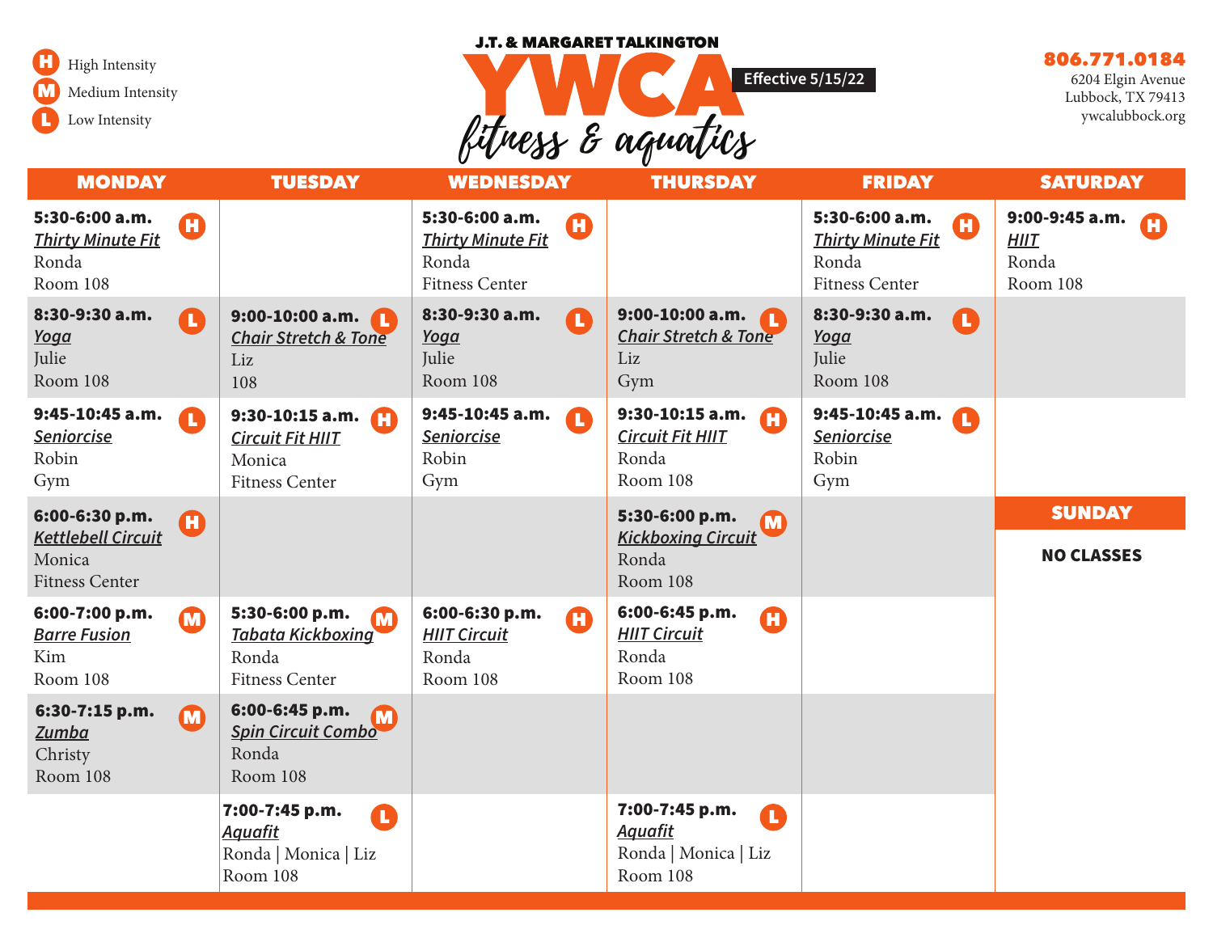# J.T. & MARGARET TALKINGTON YWCA fitness & aquatics

Effective 5/15/22

**806.771.0184**
6204 Elgin Avenue
Lubbock, TX 79413
ywcalubbock.org

H High Intensity
M Medium Intensity
L Low Intensity

| MONDAY | TUESDAY | WEDNESDAY | THURSDAY | FRIDAY | SATURDAY |
|---|---|---|---|---|---|
| **5:30-6:00 a.m.** H *Thirty Minute Fit* Ronda Room 108 | | **5:30-6:00 a.m.** H *Thirty Minute Fit* Ronda Fitness Center | | **5:30-6:00 a.m.** H *Thirty Minute Fit* Ronda Fitness Center | **9:00-9:45 a.m.** H *HIIT* Ronda Room 108 |
| **8:30-9:30 a.m.** L *Yoga* Julie Room 108 | **9:00-10:00 a.m.** L *Chair Stretch & Tone* Liz 108 | **8:30-9:30 a.m.** L *Yoga* Julie Room 108 | **9:00-10:00 a.m.** L *Chair Stretch & Tone* Liz Gym | **8:30-9:30 a.m.** L *Yoga* Julie Room 108 | |
| **9:45-10:45 a.m.** L *Seniorcise* Robin Gym | **9:30-10:15 a.m.** H *Circuit Fit HIIT* Monica Fitness Center | **9:45-10:45 a.m.** L *Seniorcise* Robin Gym | **9:30-10:15 a.m.** H *Circuit Fit HIIT* Ronda Room 108 | **9:45-10:45 a.m.** L *Seniorcise* Robin Gym | |
| **6:00-6:30 p.m.** H *Kettlebell Circuit* Monica Fitness Center | | | **5:30-6:00 p.m.** M *Kickboxing Circuit* Ronda Room 108 | | **SUNDAY** |
| **6:00-7:00 p.m.** M *Barre Fusion* Kim Room 108 | **5:30-6:00 p.m.** M *Tabata Kickboxing* Ronda Fitness Center | **6:00-6:30 p.m.** H *HIIT Circuit* Ronda Room 108 | **6:00-6:45 p.m.** H *HIIT Circuit* Ronda Room 108 | | **NO CLASSES** |
| **6:30-7:15 p.m.** M *Zumba* Christy Room 108 | **6:00-6:45 p.m.** M *Spin Circuit Combo* Ronda Room 108 | | | | |
| | **7:00-7:45 p.m.** L *Aquafit* Ronda \| Monica \| Liz Room 108 | | **7:00-7:45 p.m.** L *Aquafit* Ronda \| Monica \| Liz Room 108 | | |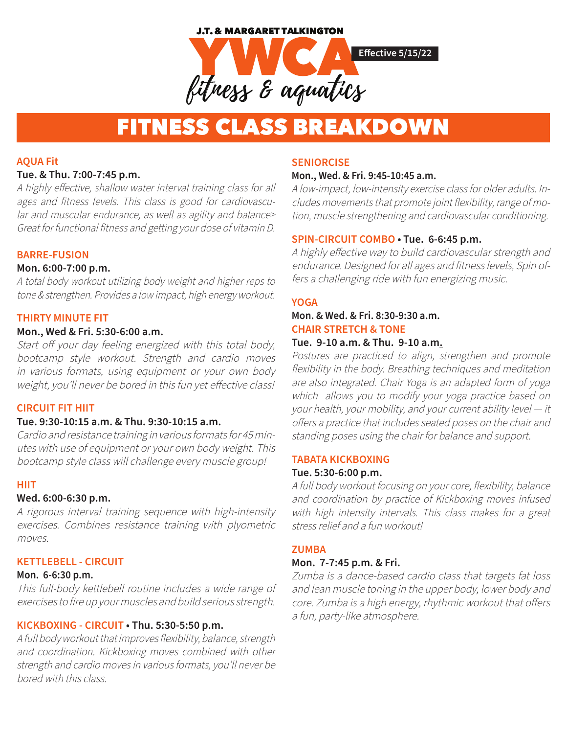J.T. & MARGARET TALKINGTON

# YWCA fitness & aquatics

**Effective 5/15/22**

# FITNESS CLASS BREAKDOWN

### AQUA Fit

**Tue. & Thu. 7:00-7:45 p.m.**

*A highly effective, shallow water interval training class for all ages and fitness levels. This class is good for cardiovascular and muscular endurance, as well as agility and balance> Great for functional fitness and getting your dose of vitamin D.*

### BARRE-FUSION

**Mon. 6:00-7:00 p.m.**

*A total body workout utilizing body weight and higher reps to tone & strengthen. Provides a low impact, high energy workout.*

### THIRTY MINUTE FIT

**Mon., Wed & Fri. 5:30-6:00 a.m.**

*Start off your day feeling energized with this total body, bootcamp style workout. Strength and cardio moves in various formats, using equipment or your own body weight, you'll never be bored in this fun yet effective class!*

### CIRCUIT FIT HIIT

**Tue. 9:30-10:15 a.m. & Thu. 9:30-10:15 a.m.**

*Cardio and resistance training in various formats for 45 minutes with use of equipment or your own body weight. This bootcamp style class will challenge every muscle group!*

### HIIT

**Wed. 6:00-6:30 p.m.**

*A rigorous interval training sequence with high-intensity exercises. Combines resistance training with plyometric moves.*

### KETTLEBELL - CIRCUIT

**Mon. 6-6:30 p.m.**

*This full-body kettlebell routine includes a wide range of exercises to fire up your muscles and build serious strength.*

### KICKBOXING - CIRCUIT • Thu. 5:30-5:50 p.m.

*A full body workout that improves flexibility, balance, strength and coordination. Kickboxing moves combined with other strength and cardio moves in various formats, you'll never be bored with this class.*

### SENIORCISE

**Mon., Wed. & Fri. 9:45-10:45 a.m.**

*A low-impact, low-intensity exercise class for older adults. Includes movements that promote joint flexibility, range of motion, muscle strengthening and cardiovascular conditioning.*

### SPIN-CIRCUIT COMBO • Tue. 6-6:45 p.m.

*A highly effective way to build cardiovascular strength and endurance. Designed for all ages and fitness levels, Spin offers a challenging ride with fun energizing music.*

### YOGA

**Mon. & Wed. & Fri. 8:30-9:30 a.m.**

### CHAIR STRETCH & TONE

**Tue. 9-10 a.m. & Thu. 9-10 a.m.**

*Postures are practiced to align, strengthen and promote flexibility in the body. Breathing techniques and meditation are also integrated. Chair Yoga is an adapted form of yoga which allows you to modify your yoga practice based on your health, your mobility, and your current ability level — it offers a practice that includes seated poses on the chair and standing poses using the chair for balance and support.*

### TABATA KICKBOXING

**Tue. 5:30-6:00 p.m.**

*A full body workout focusing on your core, flexibility, balance and coordination by practice of Kickboxing moves infused with high intensity intervals. This class makes for a great stress relief and a fun workout!*

### ZUMBA

**Mon. 7-7:45 p.m. & Fri.**

*Zumba is a dance-based cardio class that targets fat loss and lean muscle toning in the upper body, lower body and core. Zumba is a high energy, rhythmic workout that offers a fun, party-like atmosphere.*